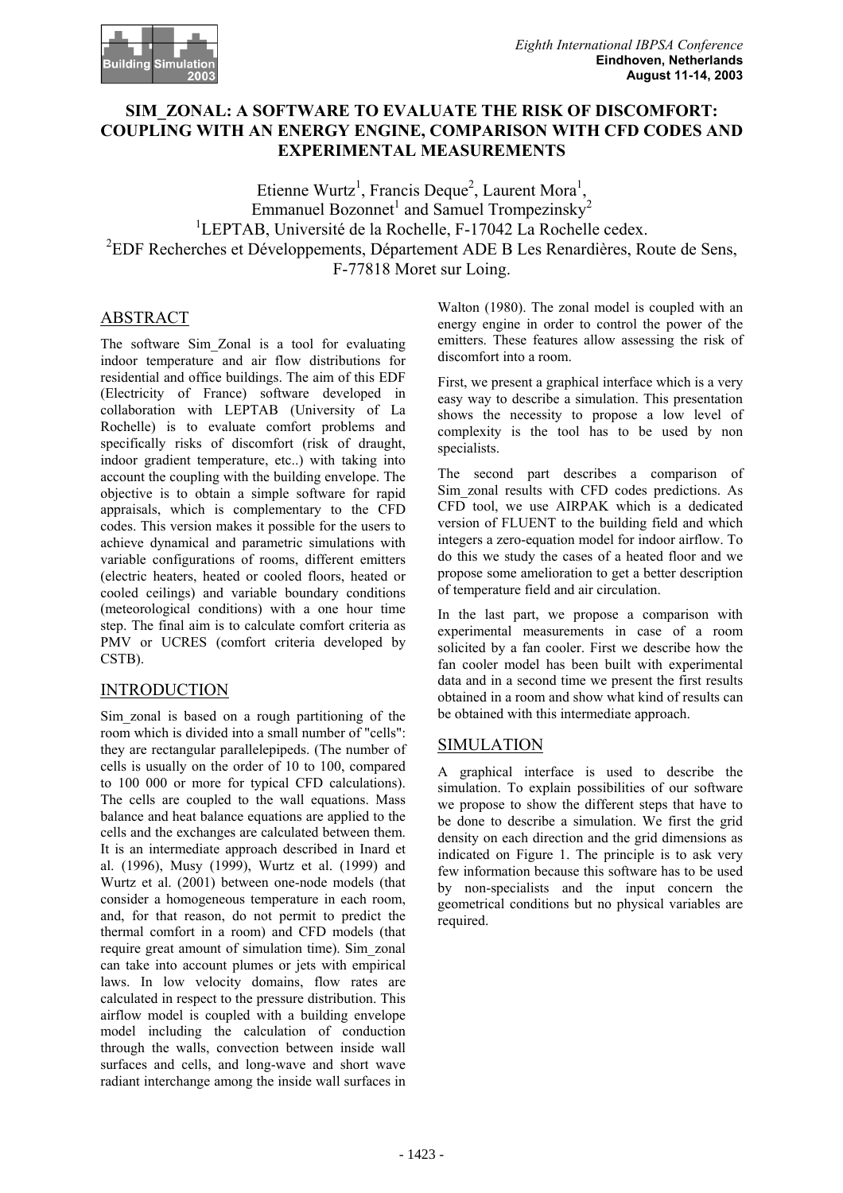# SIM_ZONAL: A SOFTWARE TO EVALUATE THE RISK OF DISCOMFORT: COUPLING WITH AN ENERGY ENGINE, COMPARISON WITH CFD CODES AND EXPERIMENTAL MEASUREMENTS

Etienne Wurtz[1], Francis Deque[2], Laurent Mora[1], Emmanuel Bozonnet[1] and Samuel Trompezinsky[2]

[1]LEPTAB, Université de la Rochelle, F-17042 La Rochelle cedex.
[2]EDF Recherches et Développements, Département ADE B Les Renardières, Route de Sens, F-77818 Moret sur Loing.

## ABSTRACT

The software Sim_Zonal is a tool for evaluating indoor temperature and air flow distributions for residential and office buildings. The aim of this EDF (Electricity of France) software developed in collaboration with LEPTAB (University of La Rochelle) is to evaluate comfort problems and specifically risks of discomfort (risk of draught, indoor gradient temperature, etc..) with taking into account the coupling with the building envelope. The objective is to obtain a simple software for rapid appraisals, which is complementary to the CFD codes. This version makes it possible for the users to achieve dynamical and parametric simulations with variable configurations of rooms, different emitters (electric heaters, heated or cooled floors, heated or cooled ceilings) and variable boundary conditions (meteorological conditions) with a one hour time step. The final aim is to calculate comfort criteria as PMV or UCRES (comfort criteria developed by CSTB).

## INTRODUCTION

Sim_zonal is based on a rough partitioning of the room which is divided into a small number of "cells": they are rectangular parallelepipeds. (The number of cells is usually on the order of 10 to 100, compared to 100 000 or more for typical CFD calculations). The cells are coupled to the wall equations. Mass balance and heat balance equations are applied to the cells and the exchanges are calculated between them. It is an intermediate approach described in Inard et al. (1996), Musy (1999), Wurtz et al. (1999) and Wurtz et al. (2001) between one-node models (that consider a homogeneous temperature in each room, and, for that reason, do not permit to predict the thermal comfort in a room) and CFD models (that require great amount of simulation time). Sim_zonal can take into account plumes or jets with empirical laws. In low velocity domains, flow rates are calculated in respect to the pressure distribution. This airflow model is coupled with a building envelope model including the calculation of conduction through the walls, convection between inside wall surfaces and cells, and long-wave and short wave radiant interchange among the inside wall surfaces in Walton (1980). The zonal model is coupled with an energy engine in order to control the power of the emitters. These features allow assessing the risk of discomfort into a room.

First, we present a graphical interface which is a very easy way to describe a simulation. This presentation shows the necessity to propose a low level of complexity is the tool has to be used by non specialists.

The second part describes a comparison of Sim_zonal results with CFD codes predictions. As CFD tool, we use AIRPAK which is a dedicated version of FLUENT to the building field and which integrers a zero-equation model for indoor airflow. To do this we study the cases of a heated floor and we propose some amelioration to get a better description of temperature field and air circulation.

In the last part, we propose a comparison with experimental measurements in case of a room solicited by a fan cooler. First we describe how the fan cooler model has been built with experimental data and in a second time we present the first results obtained in a room and show what kind of results can be obtained with this intermediate approach.

## SIMULATION

A graphical interface is used to describe the simulation. To explain possibilities of our software we propose to show the different steps that have to be done to describe a simulation. We first the grid density on each direction and the grid dimensions as indicated on Figure 1. The principle is to ask very few information because this software has to be used by non-specialists and the input concern the geometrical conditions but no physical variables are required.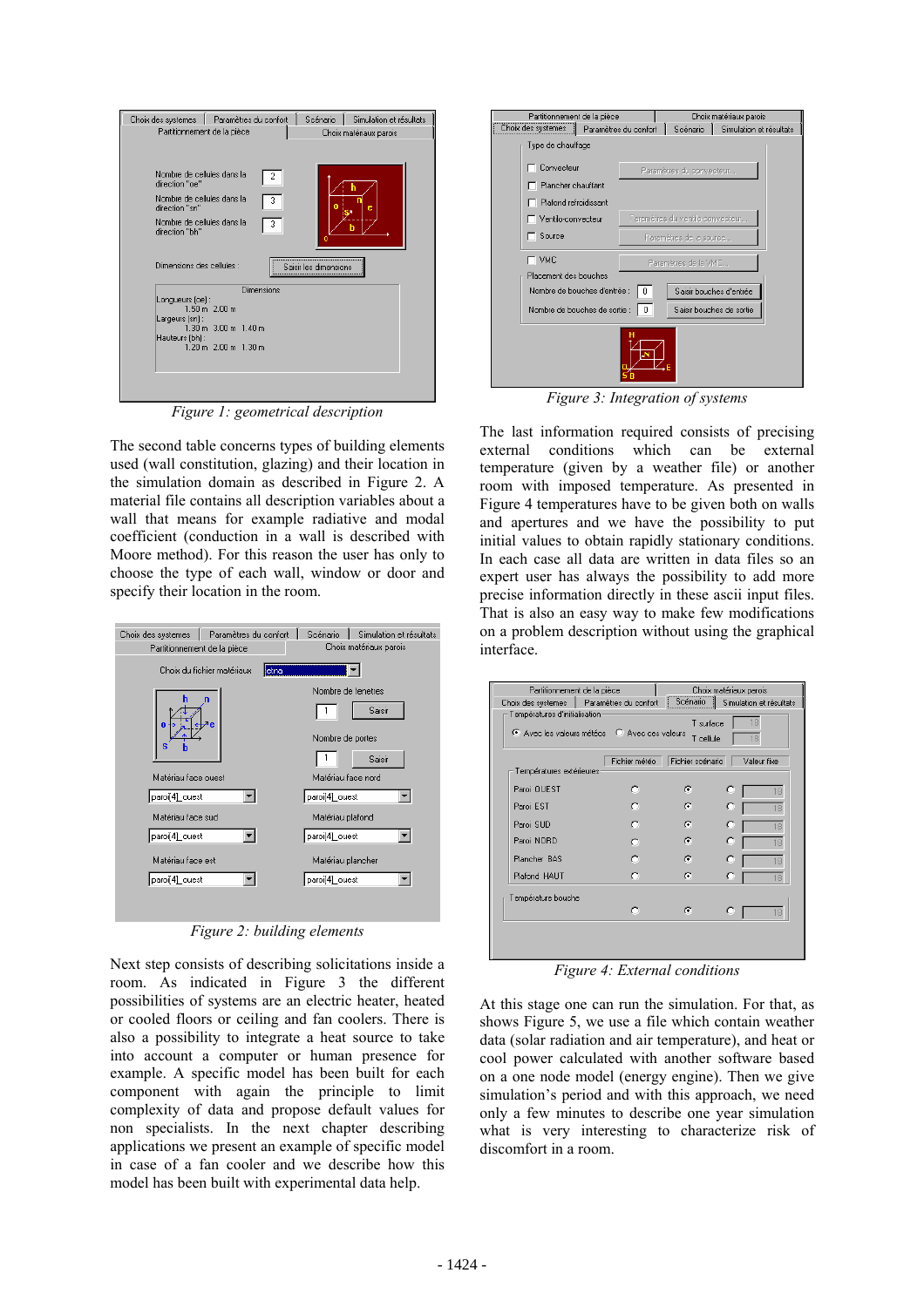Figure 1: geometrical description

The second table concerns types of building elements used (wall constitution, glazing) and their location in the simulation domain as described in Figure 2. A material file contains all description variables about a wall that means for example radiative and modal coefficient (conduction in a wall is described with Moore method). For this reason the user has only to choose the type of each wall, window or door and specify their location in the room.

Figure 2: building elements

Next step consists of describing solicitations inside a room. As indicated in Figure 3 the different possibilities of systems are an electric heater, heated or cooled floors or ceiling and fan coolers. There is also a possibility to integrate a heat source to take into account a computer or human presence for example. A specific model has been built for each component with again the principle to limit complexity of data and propose default values for non specialists. In the next chapter describing applications we present an example of specific model in case of a fan cooler and we describe how this model has been built with experimental data help.

Figure 3: Integration of systems

The last information required consists of precising external conditions which can be external temperature (given by a weather file) or another room with imposed temperature. As presented in Figure 4 temperatures have to be given both on walls and apertures and we have the possibility to put initial values to obtain rapidly stationary conditions. In each case all data are written in data files so an expert user has always the possibility to add more precise information directly in these ascii input files. That is also an easy way to make few modifications on a problem description without using the graphical interface.

Figure 4: External conditions

At this stage one can run the simulation. For that, as shows Figure 5, we use a file which contain weather data (solar radiation and air temperature), and heat or cool power calculated with another software based on a one node model (energy engine). Then we give simulation's period and with this approach, we need only a few minutes to describe one year simulation what is very interesting to characterize risk of discomfort in a room.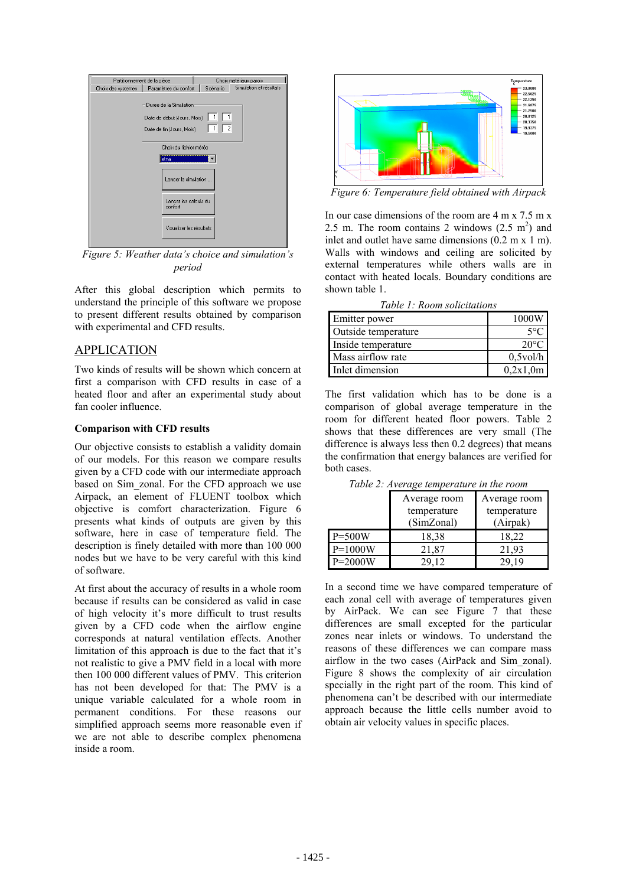Figure 5: Weather data's choice and simulation's period

After this global description which permits to understand the principle of this software we propose to present different results obtained by comparison with experimental and CFD results.

## APPLICATION

Two kinds of results will be shown which concern at first a comparison with CFD results in case of a heated floor and after an experimental study about fan cooler influence.

### Comparison with CFD results

Our objective consists to establish a validity domain of our models. For this reason we compare results given by a CFD code with our intermediate approach based on Sim_zonal. For the CFD approach we use Airpack, an element of FLUENT toolbox which objective is comfort characterization. Figure 6 presents what kinds of outputs are given by this software, here in case of temperature field. The description is finely detailed with more than 100 000 nodes but we have to be very careful with this kind of software.

At first about the accuracy of results in a whole room because if results can be considered as valid in case of high velocity it's more difficult to trust results given by a CFD code when the airflow engine corresponds at natural ventilation effects. Another limitation of this approach is due to the fact that it's not realistic to give a PMV field in a local with more then 100 000 different values of PMV. This criterion has not been developed for that: The PMV is a unique variable calculated for a whole room in permanent conditions. For these reasons our simplified approach seems more reasonable even if we are not able to describe complex phenomena inside a room.

Figure 6: Temperature field obtained with Airpack

In our case dimensions of the room are 4 m x 7.5 m x 2.5 m. The room contains 2 windows (2.5 m$^2$) and inlet and outlet have same dimensions (0.2 m x 1 m). Walls with windows and ceiling are solicited by external temperatures while others walls are in contact with heated locals. Boundary conditions are shown table 1.

Table 1: Room solicitations

| | |
|---|---|
| Emitter power | 1000W |
| Outside temperature | 5°C |
| Inside temperature | 20°C |
| Mass airflow rate | 0,5vol/h |
| Inlet dimension | 0,2x1,0m |

The first validation which has to be done is a comparison of global average temperature in the room for different heated floor powers. Table 2 shows that these differences are very small (The difference is always less then 0.2 degrees) that means the confirmation that energy balances are verified for both cases.

Table 2: Average temperature in the room

| | Average room temperature (SimZonal) | Average room temperature (Airpak) |
|---|---|---|
| P=500W | 18,38 | 18,22 |
| P=1000W | 21,87 | 21,93 |
| P=2000W | 29,12 | 29,19 |

In a second time we have compared temperature of each zonal cell with average of temperatures given by AirPack. We can see Figure 7 that these differences are small excepted for the particular zones near inlets or windows. To understand the reasons of these differences we can compare mass airflow in the two cases (AirPack and Sim_zonal). Figure 8 shows the complexity of air circulation specially in the right part of the room. This kind of phenomena can't be described with our intermediate approach because the little cells number avoid to obtain air velocity values in specific places.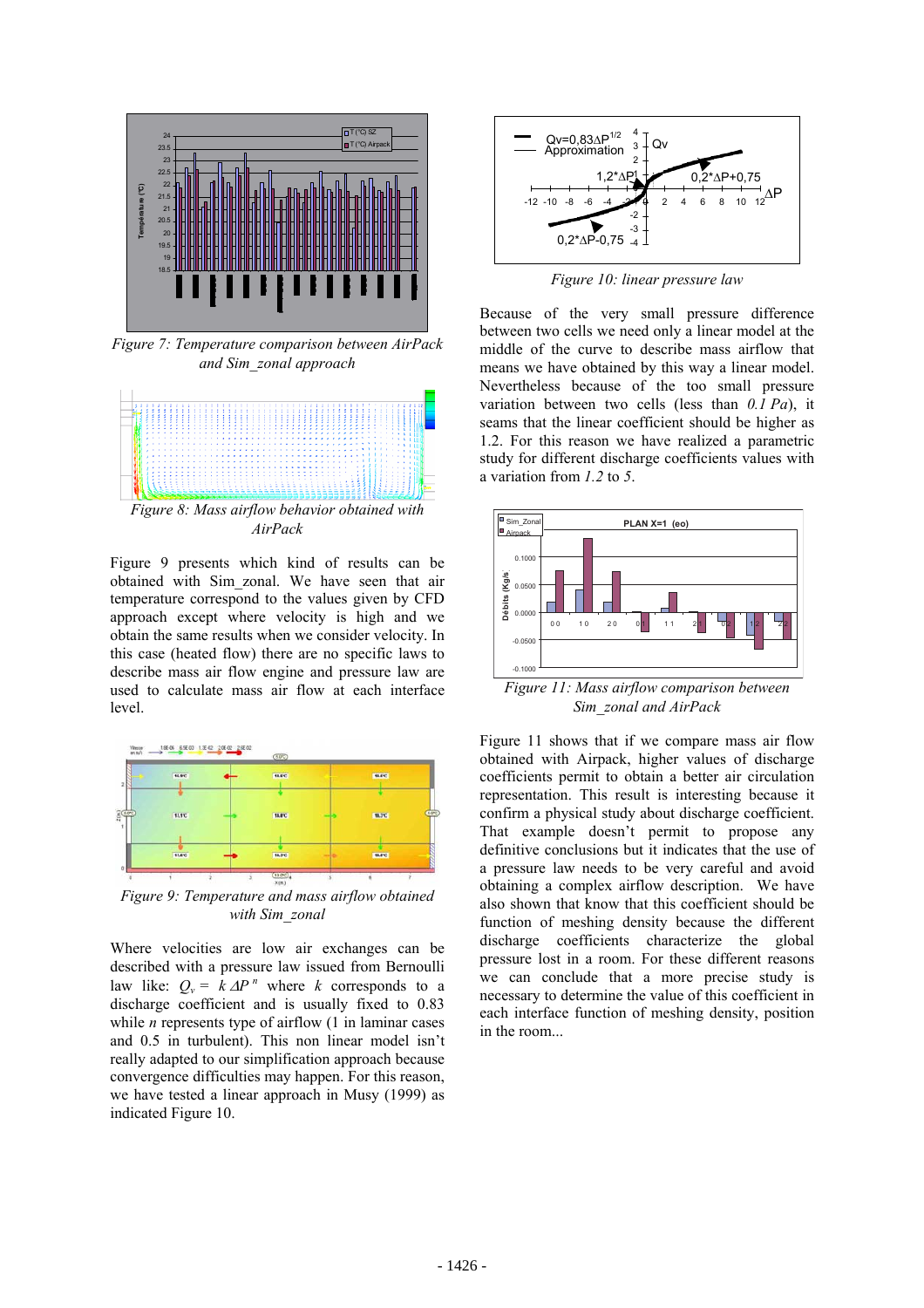Figure 7: Temperature comparison between AirPack and Sim_zonal approach

Figure 8: Mass airflow behavior obtained with AirPack

Figure 9 presents which kind of results can be obtained with Sim_zonal. We have seen that air temperature correspond to the values given by CFD approach except where velocity is high and we obtain the same results when we consider velocity. In this case (heated flow) there are no specific laws to describe mass air flow engine and pressure law are used to calculate mass air flow at each interface level.

Figure 9: Temperature and mass airflow obtained with Sim_zonal

Where velocities are low air exchanges can be described with a pressure law issued from Bernoulli law like: $Q_v = k\,\Delta P^{\,n}$ where $k$ corresponds to a discharge coefficient and is usually equal to 0.83 while $n$ represents type of airflow (1 in laminar cases and 0.5 in turbulent). This non linear model isn't really adapted to our simplification approach because convergence difficulties may happen. For this reason, we have tested a linear approach in Musy (1999) as indicated Figure 10.

Figure 10: linear pressure law

Because of the very small pressure difference between two cells we need only a linear model at the middle of the curve to describe mass airflow that means we have obtained by this way a linear model. Nevertheless because of the too small pressure variation between two cells (less than *0.1 Pa*), it seams that the linear coefficient should be higher as 1.2. For this reason we have realized a parametric study for different discharge coefficients values with a variation from *1.2* to *5*.

Figure 11: Mass airflow comparison between Sim_zonal and AirPack

Figure 11 shows that if we compare mass air flow obtained with Airpack, higher values of discharge coefficients permit to obtain a better air circulation representation. This result is interesting because it confirm a physical study about discharge coefficient. That example doesn't permit to propose any definitive conclusions but it indicates that the use of a pressure law needs to be very careful and avoid obtaining a complex airflow description. We have also shown that know that this coefficient should be function of meshing density because the different discharge coefficients characterize the global pressure lost in a room. For these different reasons we can conclude that a more precise study is necessary to determine the value of this coefficient in each interface function of meshing density, position in the room...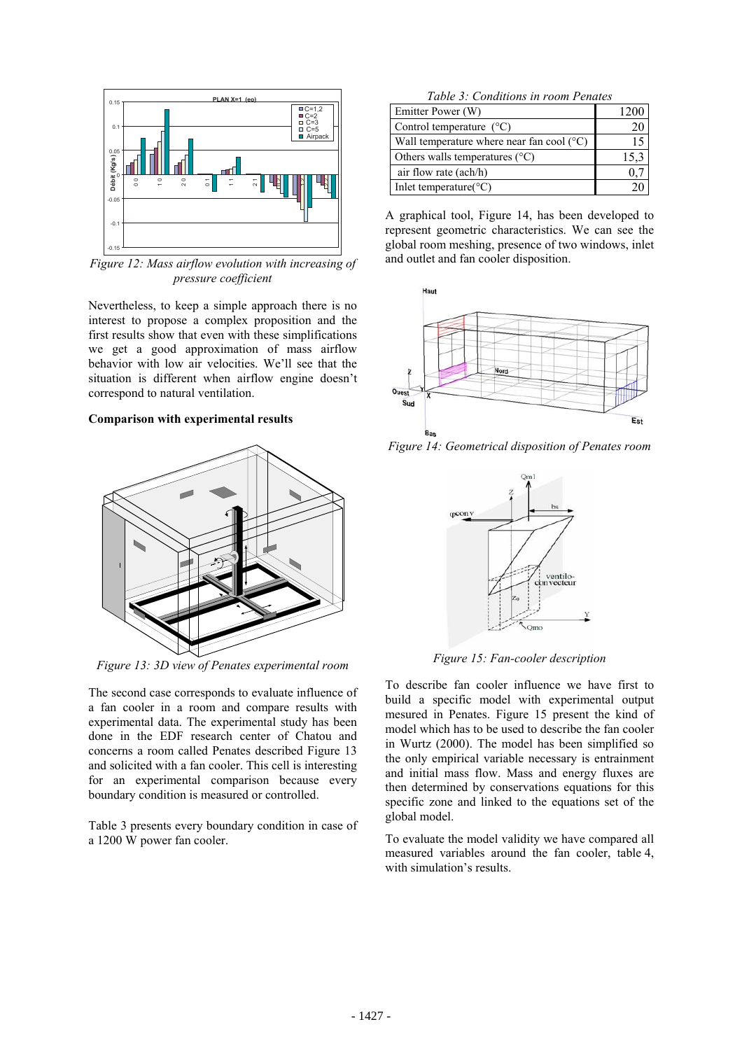Figure 12: Mass airflow evolution with increasing of pressure coefficient

Nevertheless, to keep a simple approach there is no interest to propose a complex proposition and the first results show that even with these simplifications we get a good approximation of mass airflow behavior with low air velocities. We'll see that the situation is different when airflow engine doesn't correspond to natural ventilation.

**Comparison with experimental results**

Figure 13: 3D view of Penates experimental room

The second case corresponds to evaluate influence of a fan cooler in a room and compare results with experimental data. The experimental study has been done in the EDF research center of Chatou and concerns a room called Penates described Figure 13 and solicited with a fan cooler. This cell is interesting for an experimental comparison because every boundary condition is measured or controlled.

Table 3 presents every boundary condition in case of a 1200 W power fan cooler.

*Table 3: Conditions in room Penates*

| | |
|---|---|
| Emitter Power (W) | 1200 |
| Control temperature (°C) | 20 |
| Wall temperature where near fan cool (°C) | 15 |
| Others walls temperatures (°C) | 15,3 |
| air flow rate (ach/h) | 0,7 |
| Inlet temperature(°C) | 20 |

A graphical tool, Figure 14, has been developed to represent geometric characteristics. We can see the global room meshing, presence of two windows, inlet and outlet and fan cooler disposition.

Figure 14: Geometrical disposition of Penates room

Figure 15: Fan-cooler description

To describe fan cooler influence we have first to build a specific model with experimental output mesured in Penates. Figure 15 present the kind of model which has to be used to describe the fan cooler in Wurtz (2000). The model has been simplified so the only empirical variable necessary is entrainment and initial mass flow. Mass and energy fluxes are then determined by conservations equations for this specific zone and linked to the equations set of the global model.

To evaluate the model validity we have compared all measured variables around the fan cooler, table 4, with simulation's results.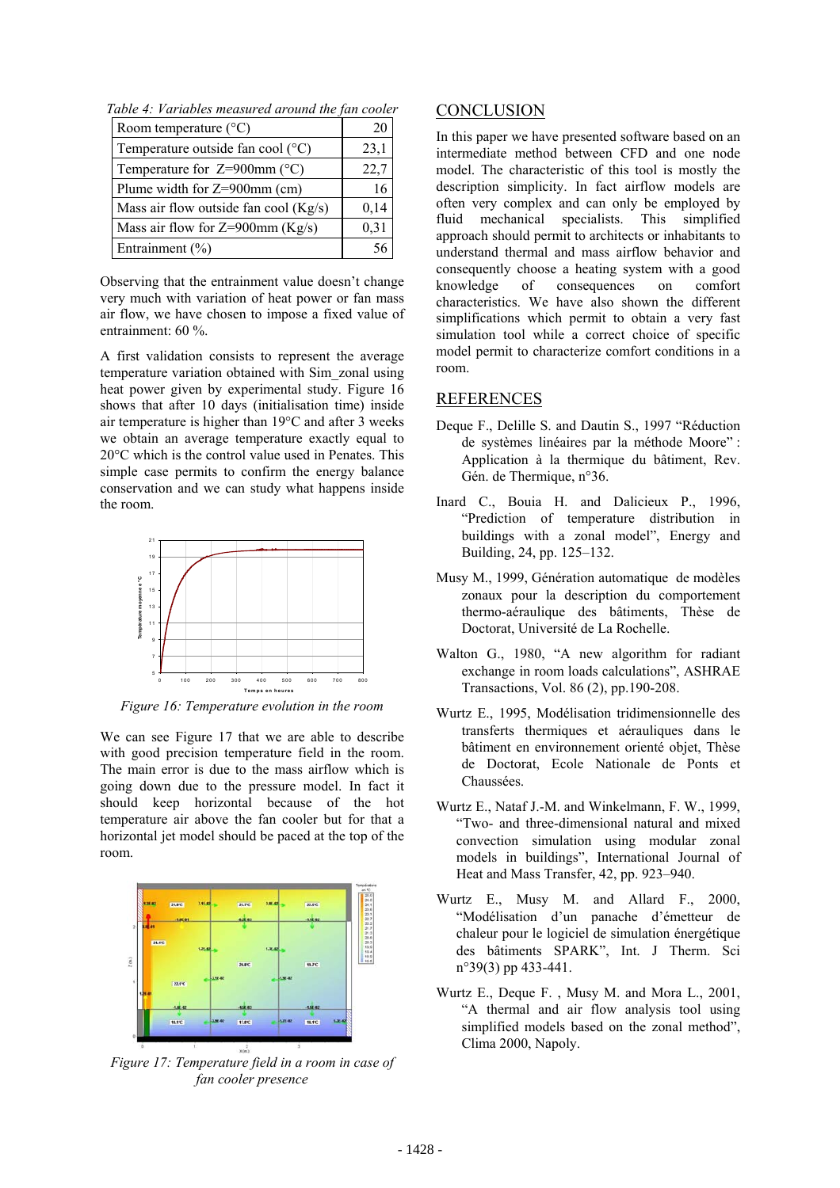Table 4: Variables measured around the fan cooler

| | |
|---|---|
| Room temperature (°C) | 20 |
| Temperature outside fan cool (°C) | 23,1 |
| Temperature for Z=900mm (°C) | 22,7 |
| Plume width for Z=900mm (cm) | 16 |
| Mass air flow outside fan cool (Kg/s) | 0,14 |
| Mass air flow for Z=900mm (Kg/s) | 0,31 |
| Entrainment (%) | 56 |

Observing that the entrainment value doesn't change very much with variation of heat power or fan mass air flow, we have chosen to impose a fixed value of entrainment: 60 %.

A first validation consists to represent the average temperature variation obtained with Sim_zonal using heat power given by experimental study. Figure 16 shows that after 10 days (initialisation time) inside air temperature is higher than 19°C and after 3 weeks we obtain an average temperature exactly equal to 20°C which is the control value used in Penates. This simple case permits to confirm the energy balance conservation and we can study what happens inside the room.

Température moyenne e °C

21
19
17
15
13
11
9
7
5

0 100 200 300 400 500 600 700 800

Temps en heures

*Figure 16: Temperature evolution in the room*

We can see Figure 17 that we are able to describe with good precision temperature field in the room. The main error is due to the mass airflow which is going down due to the pressure model. In fact it should keep horizontal because of the hot temperature air above the fan cooler but for that a horizontal jet model should be paced at the top of the room.

*Figure 17: Temperature field in a room in case of fan cooler presence*

## CONCLUSION

In this paper we have presented software based on an intermediate method between CFD and one node model. The characteristic of this tool is mostly the description simplicity. In fact airflow models are often very complex and can only be employed by fluid mechanical specialists. This simplified approach should permit to architects or inhabitants to understand thermal and mass airflow behavior and consequently choose a heating system with a good knowledge of consequences on comfort characteristics. We have also shown the different simplifications which permit to obtain a very fast simulation tool while a correct choice of specific model permit to characterize comfort conditions in a room.

## REFERENCES

Deque F., Delille S. and Dautin S., 1997 "Réduction de systèmes linéaires par la méthode Moore" : Application à la thermique du bâtiment, Rev. Gén. de Thermique, n°36.

Inard C., Bouia H. and Dalicieux P., 1996, "Prediction of temperature distribution in buildings with a zonal model", Energy and Building, 24, pp. 125–132.

Musy M., 1999, Génération automatique de modèles zonaux pour la description du comportement thermo-aéraulique des bâtiments, Thèse de Doctorat, Université de La Rochelle.

Walton G., 1980, "A new algorithm for radiant exchange in room loads calculations", ASHRAE Transactions, Vol. 86 (2), pp.190-208.

Wurtz E., 1995, Modélisation tridimensionnelle des transferts thermiques et aérauliques dans le bâtiment en environnement orienté objet, Thèse de Doctorat, Ecole Nationale de Ponts et Chaussées.

Wurtz J.-M., Nataf J.-M. and Winkelmann, F. W., 1999, "Two- and three-dimensional natural and mixed convection simulation using modular zonal models in buildings", International Journal of Heat and Mass Transfer, 42, pp. 923–940.

Wurtz E., Musy M. and Allard F., 2000, "Modélisation d'un panache d'émetteur de chaleur pour le logiciel de simulation énergétique des bâtiments SPARK", Int. J Therm. Sci n°39(3) pp 433-441.

Wurtz E., Deque F. , Musy M. and Mora L., 2001, "A thermal and air flow analysis tool using simplified models based on the zonal method", Clima 2000, Napoly.